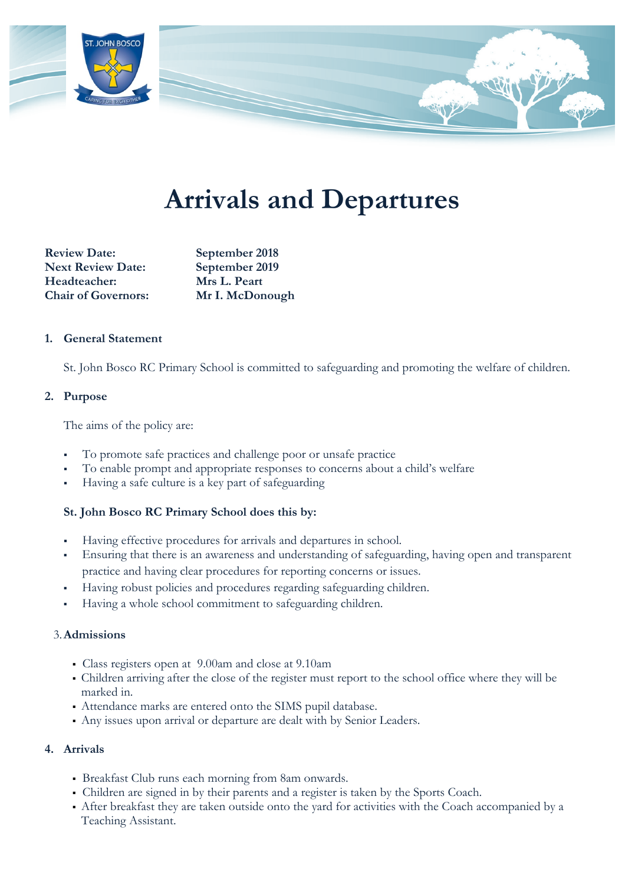# Arrivals and Departures

| | |
|---|---|
| **Review Date:** | **September 2018** |
| **Next Review Date:** | **September 2019** |
| **Headteacher:** | **Mrs L. Peart** |
| **Chair of Governors:** | **Mr I. McDonough** |

## 1. General Statement

St. John Bosco RC Primary School is committed to safeguarding and promoting the welfare of children.

## 2. Purpose

The aims of the policy are:

- To promote safe practices and challenge poor or unsafe practice
- To enable prompt and appropriate responses to concerns about a child's welfare
- Having a safe culture is a key part of safeguarding

**St. John Bosco RC Primary School does this by:**

- Having effective procedures for arrivals and departures in school.
- Ensuring that there is an awareness and understanding of safeguarding, having open and transparent practice and having clear procedures for reporting concerns or issues.
- Having robust policies and procedures regarding safeguarding children.
- Having a whole school commitment to safeguarding children.

## 3. Admissions

- Class registers open at 9.00am and close at 9.10am
- Children arriving after the close of the register must report to the school office where they will be marked in.
- Attendance marks are entered onto the SIMS pupil database.
- Any issues upon arrival or departure are dealt with by Senior Leaders.

## 4. Arrivals

- Breakfast Club runs each morning from 8am onwards.
- Children are signed in by their parents and a register is taken by the Sports Coach.
- After breakfast they are taken outside onto the yard for activities with the Coach accompanied by a Teaching Assistant.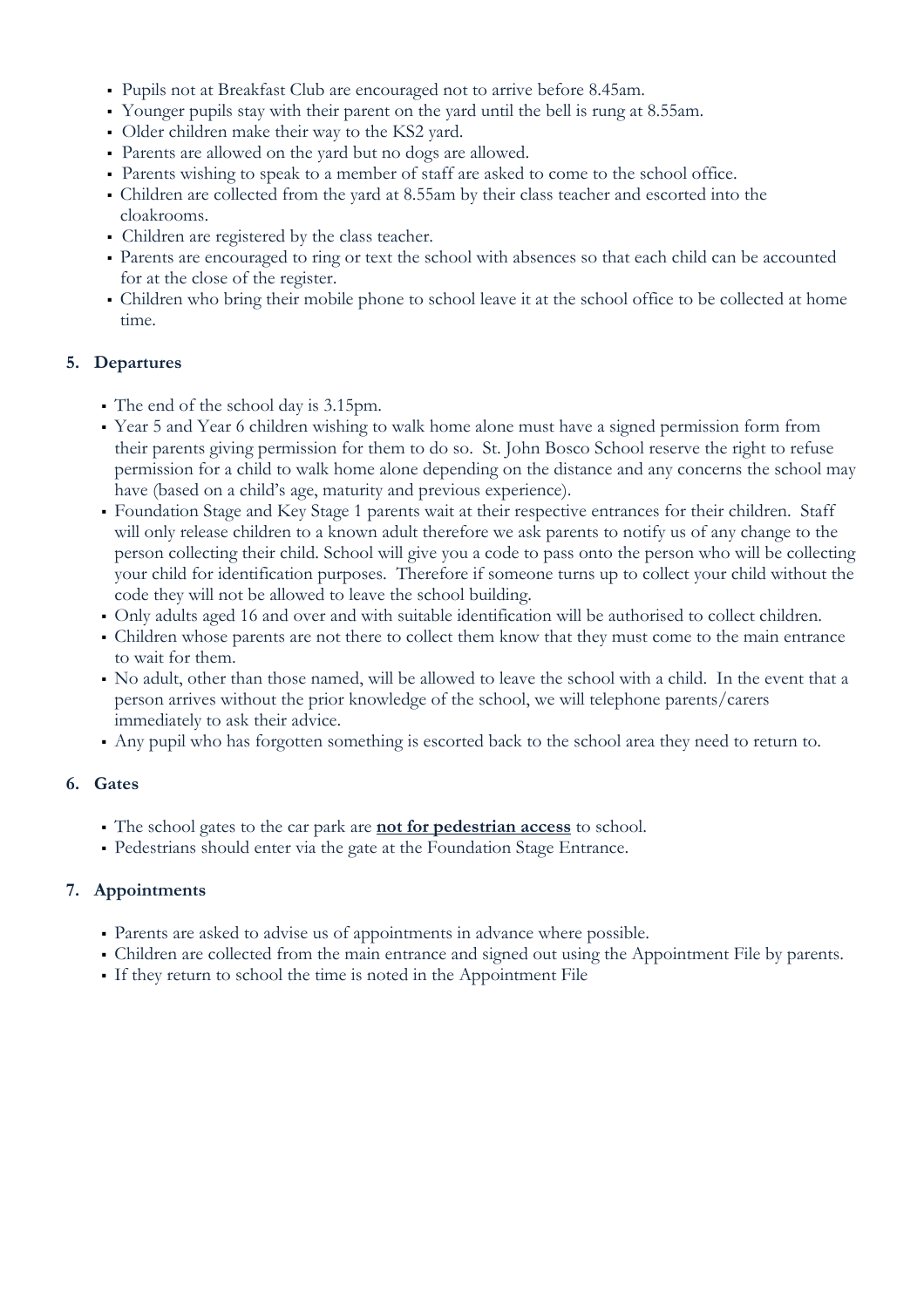- Pupils not at Breakfast Club are encouraged not to arrive before 8.45am.
- Younger pupils stay with their parent on the yard until the bell is rung at 8.55am.
- Older children make their way to the KS2 yard.
- Parents are allowed on the yard but no dogs are allowed.
- Parents wishing to speak to a member of staff are asked to come to the school office.
- Children are collected from the yard at 8.55am by their class teacher and escorted into the cloakrooms.
- Children are registered by the class teacher.
- Parents are encouraged to ring or text the school with absences so that each child can be accounted for at the close of the register.
- Children who bring their mobile phone to school leave it at the school office to be collected at home time.

### 5. Departures

- The end of the school day is 3.15pm.
- Year 5 and Year 6 children wishing to walk home alone must have a signed permission form from their parents giving permission for them to do so. St. John Bosco School reserve the right to refuse permission for a child to walk home alone depending on the distance and any concerns the school may have (based on a child's age, maturity and previous experience).
- Foundation Stage and Key Stage 1 parents wait at their respective entrances for their children. Staff will only release children to a known adult therefore we ask parents to notify us of any change to the person collecting their child. School will give you a code to pass onto the person who will be collecting your child for identification purposes. Therefore if someone turns up to collect your child without the code they will not be allowed to leave the school building.
- Only adults aged 16 and over and with suitable identification will be authorised to collect children.
- Children whose parents are not there to collect them know that they must come to the main entrance to wait for them.
- No adult, other than those named, will be allowed to leave the school with a child. In the event that a person arrives without the prior knowledge of the school, we will telephone parents/carers immediately to ask their advice.
- Any pupil who has forgotten something is escorted back to the school area they need to return to.

### 6. Gates

- The school gates to the car park are **not for pedestrian access** to school.
- Pedestrians should enter via the gate at the Foundation Stage Entrance.

### 7. Appointments

- Parents are asked to advise us of appointments in advance where possible.
- Children are collected from the main entrance and signed out using the Appointment File by parents.
- If they return to school the time is noted in the Appointment File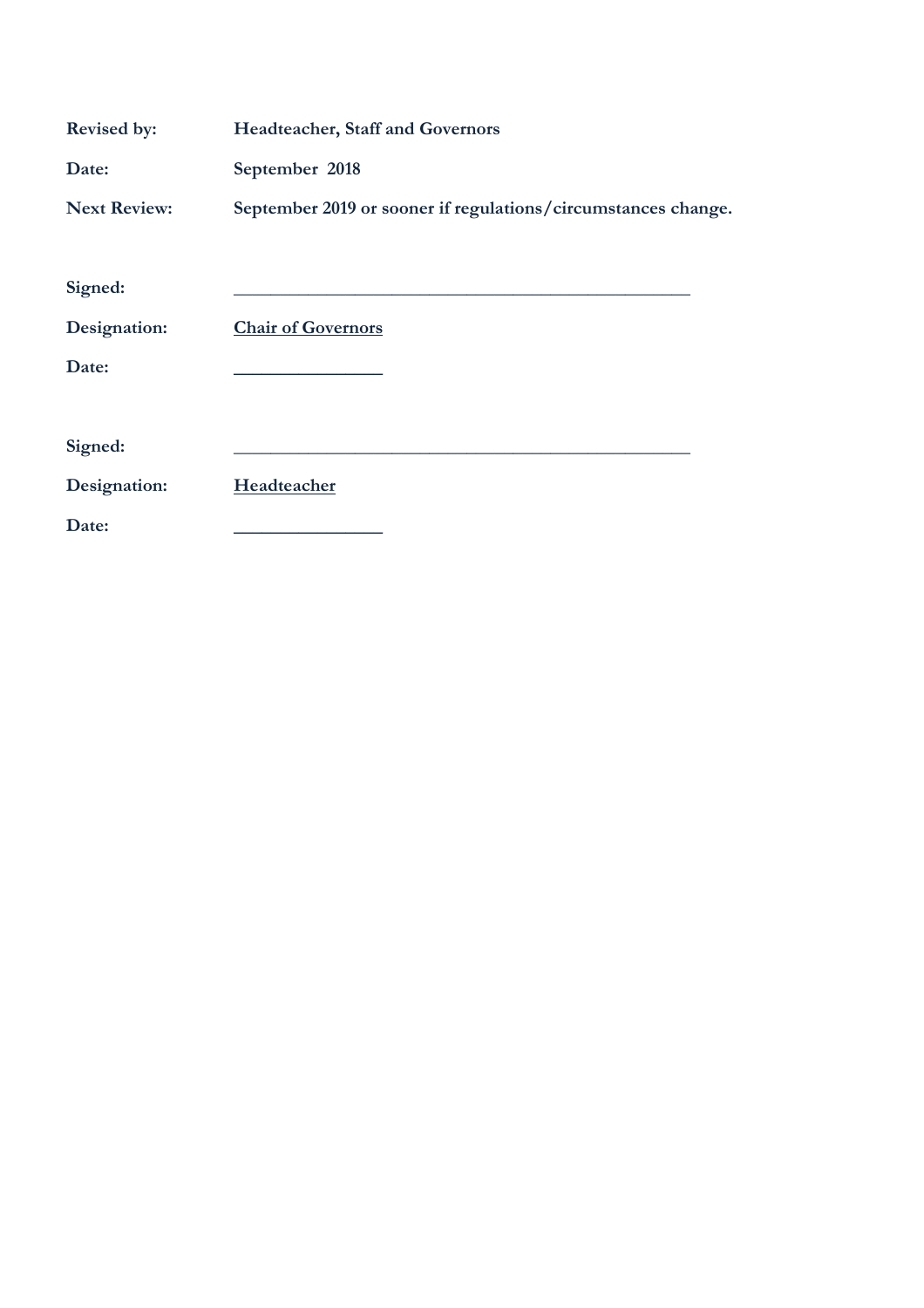**Revised by:** **Headteacher, Staff and Governors**

**Date:** **September 2018**

**Next Review:** **September 2019 or sooner if regulations/circumstances change.**

**Signed:** ____________________________________________

**Designation:** **Chair of Governors**

**Date:** ______________

**Signed:** ____________________________________________

**Designation:** **Headteacher**

**Date:** ______________